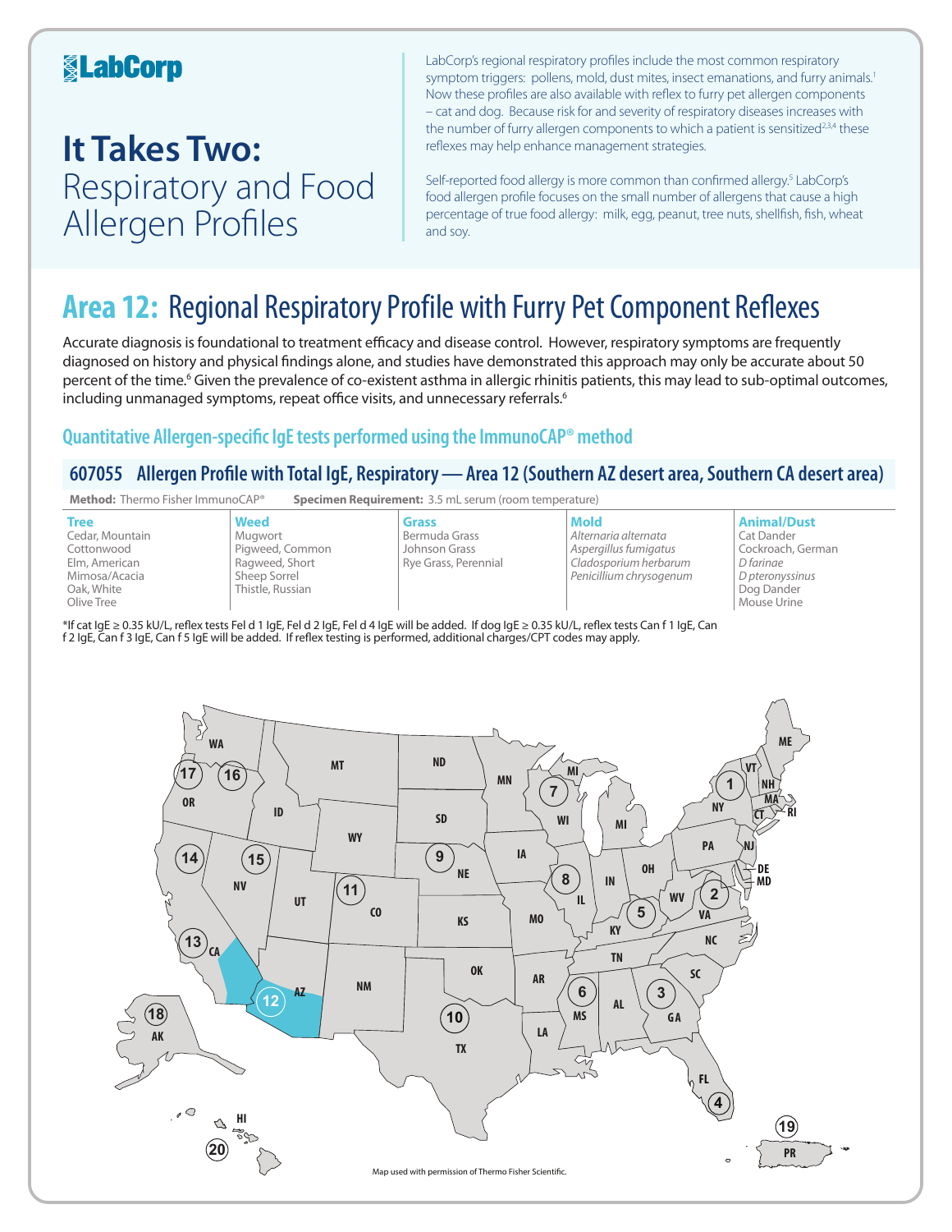LabCorp

# It Takes Two: Respiratory and Food Allergen Profiles

LabCorp's regional respiratory profiles include the most common respiratory symptom triggers: pollens, mold, dust mites, insect emanations, and furry animals.[1] Now these profiles are also available with reflex to furry pet allergen components – cat and dog. Because risk for and severity of respiratory diseases increases with the number of furry allergen components to which a patient is sensitized[2,3,4] these reflexes may help enhance management strategies.

Self-reported food allergy is more common than confirmed allergy.[5] LabCorp's food allergen profile focuses on the small number of allergens that cause a high percentage of true food allergy: milk, egg, peanut, tree nuts, shellfish, fish, wheat and soy.

## Area 12: Regional Respiratory Profile with Furry Pet Component Reflexes

Accurate diagnosis is foundational to treatment efficacy and disease control. However, respiratory symptoms are frequently diagnosed on history and physical findings alone, and studies have demonstrated this approach may only be accurate about 50 percent of the time.[6] Given the prevalence of co-existent asthma in allergic rhinitis patients, this may lead to sub-optimal outcomes, including unmanaged symptoms, repeat office visits, and unnecessary referrals.[6]

### Quantitative Allergen-specific IgE tests performed using the ImmunoCAP® method

### 607055 Allergen Profile with Total IgE, Respiratory — Area 12 (Southern AZ desert area, Southern CA desert area)

**Method:** Thermo Fisher ImmunoCAP® **Specimen Requirement:** 3.5 mL serum (room temperature)

| Tree | Weed | Grass | Mold | Animal/Dust |
|---|---|---|---|---|
| Cedar, Mountain | Mugwort | Bermuda Grass | *Alternaria alternata* | Cat Dander |
| Cottonwood | Pigweed, Common | Johnson Grass | *Aspergillus fumigatus* | Cockroach, German |
| Elm, American | Ragweed, Short | Rye Grass, Perennial | *Cladosporium herbarum* | *D farinae* |
| Mimosa/Acacia | Sheep Sorrel | | *Penicillium chrysogenum* | *D pteronyssinus* |
| Oak, White | Thistle, Russian | | | Dog Dander |
| Olive Tree | | | | Mouse Urine |

*If cat IgE ≥ 0.35 kU/L, reflex tests Fel d 1 IgE, Fel d 2 IgE, Fel d 4 IgE will be added. If dog IgE ≥ 0.35 kU/L, reflex tests Can f 1 IgE, Can f 2 IgE, Can f 3 IgE, Can f 5 IgE will be added. If reflex testing is performed, additional charges/CPT codes may apply.

Map used with permission of Thermo Fisher Scientific.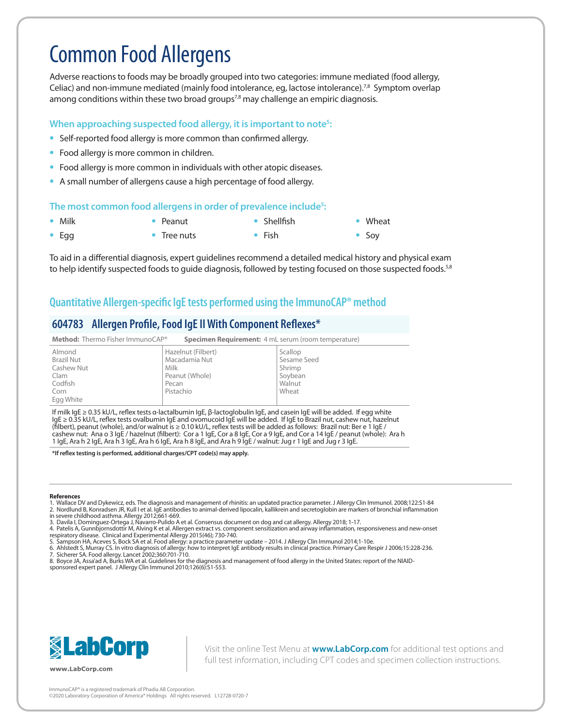# Common Food Allergens

Adverse reactions to foods may be broadly grouped into two categories: immune mediated (food allergy, Celiac) and non-immune mediated (mainly food intolerance, eg, lactose intolerance).[7,8] Symptom overlap among conditions within these two broad groups[7,8] may challenge an empiric diagnosis.

### When approaching suspected food allergy, it is important to note[5]:

- Self-reported food allergy is more common than confirmed allergy.
- Food allergy is more common in children.
- Food allergy is more common in individuals with other atopic diseases.
- A small number of allergens cause a high percentage of food allergy.

### The most common food allergens in order of prevalence include[5]:

- Milk
- Egg
- Peanut
- Tree nuts
- Shellfish
- Fish
- Wheat
- Soy

To aid in a differential diagnosis, expert guidelines recommend a detailed medical history and physical exam to help identify suspected foods to guide diagnosis, followed by testing focused on those suspected foods.[5,8]

## Quantitative Allergen-specific IgE tests performed using the ImmunoCAP® method

### 604783 Allergen Profile, Food IgE II With Component Reflexes*

**Method:** Thermo Fisher ImmunoCAP® **Specimen Requirement:** 4 mL serum (room temperature)

| | | |
|---|---|---|
| Almond | Hazelnut (Filbert) | Scallop |
| Brazil Nut | Macadamia Nut | Sesame Seed |
| Cashew Nut | Milk | Shrimp |
| Clam | Peanut (Whole) | Soybean |
| Codfish | Pecan | Walnut |
| Corn | Pistachio | Wheat |
| Egg White | | |

If milk IgE ≥ 0.35 kU/L, reflex tests α-lactalbumin IgE, β-lactoglobulin IgE, and casein IgE will be added. If egg white IgE ≥ 0.35 kU/L, reflex tests ovalbumin IgE and ovomucoid IgE will be added. If IgE to Brazil nut, cashew nut, hazelnut (filbert), peanut (whole), and/or walnut is ≥ 0.10 kU/L, reflex tests will be added as follows: Brazil nut: Ber e 1 IgE / cashew nut: Ana o 3 IgE / hazelnut (filbert): Cor a 1 IgE, Cor a 8 IgE, Cor a 9 IgE, and Cor a 14 IgE / peanut (whole): Ara h 1 IgE, Ara h 2 IgE, Ara h 3 IgE, Ara h 6 IgE, Ara h 8 IgE, and Ara h 9 IgE / walnut: Jug r 1 IgE and Jug r 3 IgE.

**\*If reflex testing is performed, additional charges/CPT code(s) may apply.**

**References**

1. Wallace DV and Dykewicz, eds. The diagnosis and management of rhinitis: an updated practice parameter. J Allergy Clin Immunol. 2008;122:S1-84
2. Nordlund B, Konradsen JR, Kull I et al. IgE antibodies to animal-derived lipocalin, kallikrein and secretoglobin are markers of bronchial inflammation in severe childhood asthma. Allergy 2012;661-669.
3. Davila I, Dominguez-Ortega J, Navarro-Pulido A et al. Consensus document on dog and cat allergy. Allergy 2018; 1-17.
4. Patelis A, Gunnbjornsdottir M, Alving K et al. Allergen extract vs. component sensitization and airway inflammation, responsiveness and new-onset respiratory disease. Clinical and Experimental Allergy 2015(46); 730-740.
5. Sampson HA, Aceves S, Bock SA et al. Food allergy: a practice parameter update – 2014. J Allergy Clin Immunol 2014;1-10e.
6. Ahlstedt S, Murray CS. In vitro diagnosis of allergy: how to interpret IgE antibody results in clinical practice. Primary Care Respir J 2006;15:228-236.
7. Sicherer SA. Food allergy. Lancet 2002;360:701-710.
8. Boyce JA, Assa'ad A, Burks WA et al. Guidelines for the diagnosis and management of food allergy in the United States: report of the NIAID-sponsored expert panel. J Allergy Clin Immunol 2010;126(6):S1-S53.

LabCorp

www.LabCorp.com

Visit the online Test Menu at **www.LabCorp.com** for additional test options and full test information, including CPT codes and specimen collection instructions.

ImmunoCAP® is a registered trademark of Phadia AB Corporation.
©2020 Laboratory Corporation of America® Holdings All rights reserved. L12728-0720-7